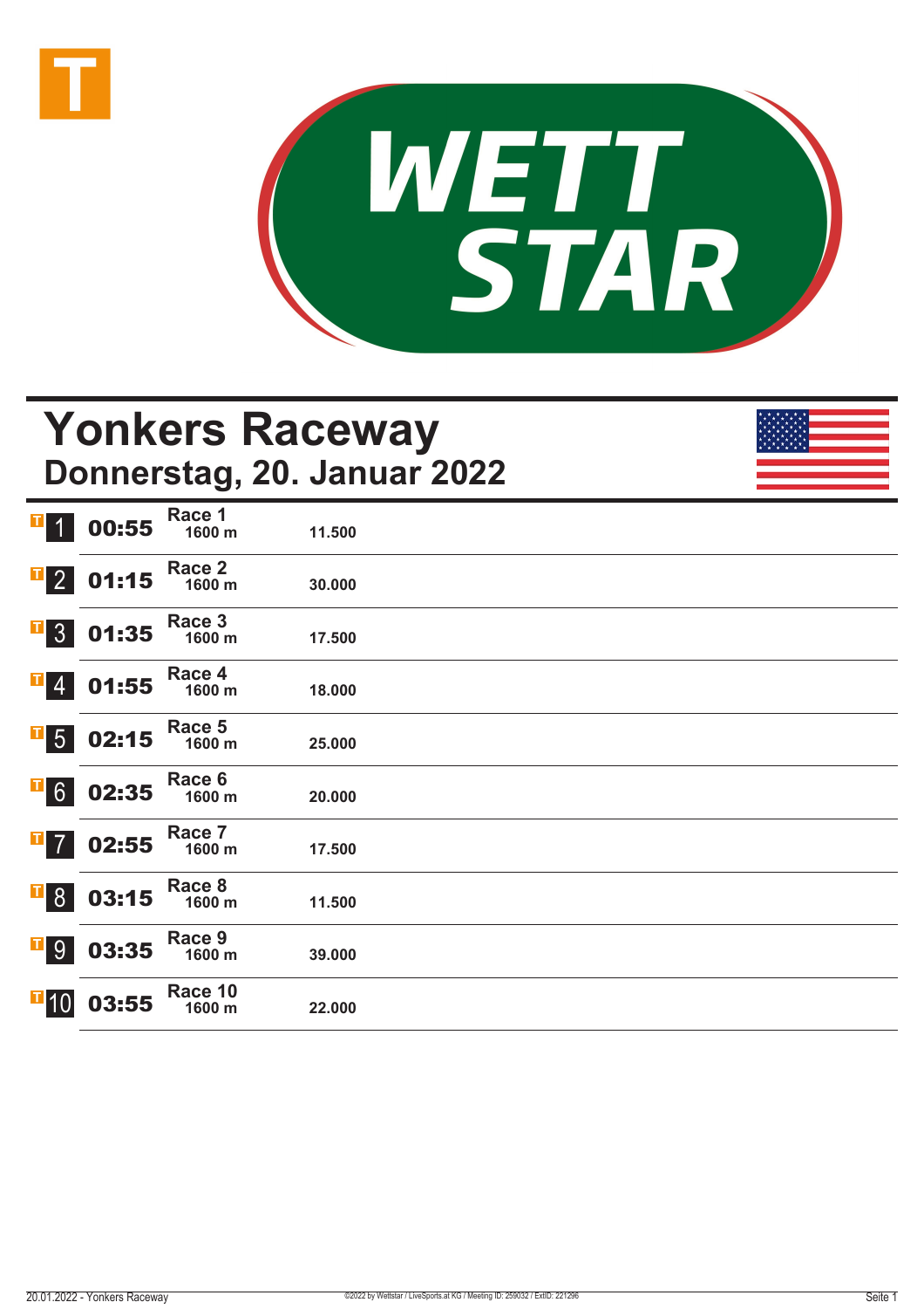WETT STAR

# Yonkers Raceway
## Donnerstag, 20. Januar 2022

| | Zeit | Rennen | Distanz | Preisgeld |
|---|---|---|---|---|
| 1 | 00:55 | Race 1 | 1600 m | 11.500 |
| 2 | 01:15 | Race 2 | 1600 m | 30.000 |
| 3 | 01:35 | Race 3 | 1600 m | 17.500 |
| 4 | 01:55 | Race 4 | 1600 m | 18.000 |
| 5 | 02:15 | Race 5 | 1600 m | 25.000 |
| 6 | 02:35 | Race 6 | 1600 m | 20.000 |
| 7 | 02:55 | Race 7 | 1600 m | 17.500 |
| 8 | 03:15 | Race 8 | 1600 m | 11.500 |
| 9 | 03:35 | Race 9 | 1600 m | 39.000 |
| 10 | 03:55 | Race 10 | 1600 m | 22.000 |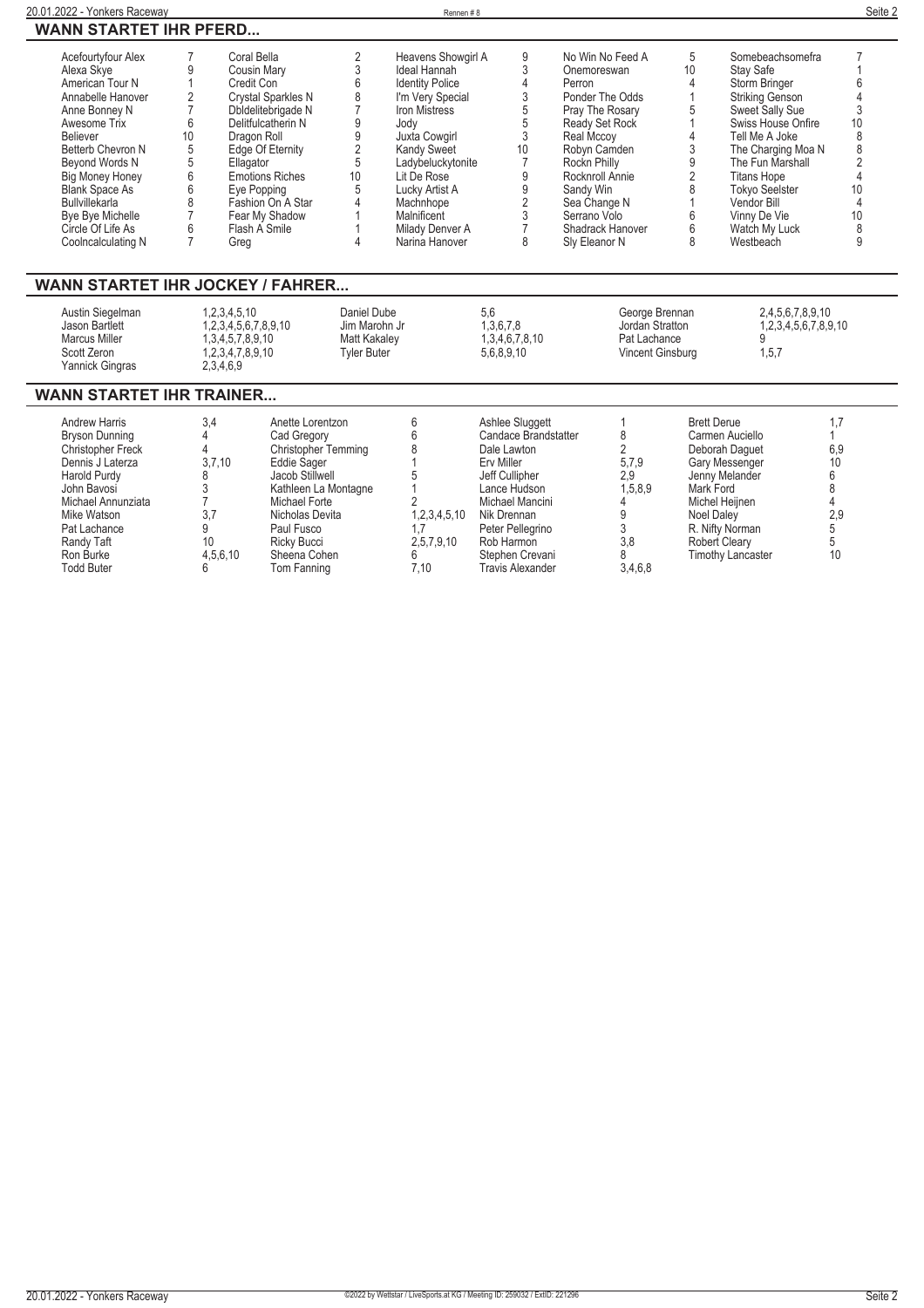## WANN STARTET IHR PFERD...

| Pferd | Rennen | Pferd | Rennen | Pferd | Rennen | Pferd | Rennen | Pferd | Rennen |
|---|---|---|---|---|---|---|---|---|---|
| Acefourtyfour Alex | 7 | Coral Bella | 2 | Heavens Showgirl A | 9 | No Win No Feed A | 5 | Somebeachsomefra | 7 |
| Alexa Skye | 9 | Cousin Mary | 3 | Ideal Hannah | 3 | Onemoreswan | 10 | Stay Safe | 1 |
| American Tour N | 1 | Credit Con | 6 | Identity Police | 4 | Perron | 4 | Storm Bringer | 6 |
| Annabelle Hanover | 2 | Crystal Sparkles N | 8 | I'm Very Special | 3 | Ponder The Odds | 1 | Striking Genson | 4 |
| Anne Bonney N | 7 | Dbldelitebrigade N | 7 | Iron Mistress | 5 | Pray The Rosary | 5 | Sweet Sally Sue | 3 |
| Awesome Trix | 6 | Delitfulcatherin N | 9 | Jody | 5 | Ready Set Rock | 1 | Swiss House Onfire | 10 |
| Believer | 10 | Dragon Roll | 9 | Juxta Cowgirl | 3 | Real Mccoy | 4 | Tell Me A Joke | 8 |
| Betterb Chevron N | 5 | Edge Of Eternity | 2 | Kandy Sweet | 10 | Robyn Camden | 3 | The Charging Moa N | 8 |
| Beyond Words N | 5 | Ellagator | 5 | Ladybeluckytonite | 7 | Rockn Philly | 9 | The Fun Marshall | 2 |
| Big Money Honey | 6 | Emotions Riches | 10 | Lit De Rose | 9 | Rocknroll Annie | 2 | Titans Hope | 4 |
| Blank Space As | 6 | Eye Popping | 5 | Lucky Artist A | 9 | Sandy Win | 8 | Tokyo Seelster | 10 |
| Bullvillekarla | 8 | Fashion On A Star | 4 | Machnhope | 2 | Sea Change N | 1 | Vendor Bill | 4 |
| Bye Bye Michelle | 7 | Fear My Shadow | 1 | Malnificent | 3 | Serrano Volo | 6 | Vinny De Vie | 10 |
| Circle Of Life As | 6 | Flash A Smile | 1 | Milady Denver A | 7 | Shadrack Hanover | 6 | Watch My Luck | 8 |
| Coolncalculating N | 7 | Greg | 4 | Narina Hanover | 8 | Sly Eleanor N | 8 | Westbeach | 9 |

## WANN STARTET IHR JOCKEY / FAHRER...

| Fahrer | Rennen | Fahrer | Rennen | Fahrer | Rennen |
|---|---|---|---|---|---|
| Austin Siegelman | 1,2,3,4,5,10 | Daniel Dube | 5,6 | George Brennan | 2,4,5,6,7,8,9,10 |
| Jason Bartlett | 1,2,3,4,5,6,7,8,9,10 | Jim Marohn Jr | 1,3,6,7,8 | Jordan Stratton | 1,2,3,4,5,6,7,8,9,10 |
| Marcus Miller | 1,3,4,5,7,8,9,10 | Matt Kakaley | 1,3,4,6,7,8,10 | Pat Lachance | 9 |
| Scott Zeron | 1,2,3,4,7,8,9,10 | Tyler Buter | 5,6,8,9,10 | Vincent Ginsburg | 1,5,7 |
| Yannick Gingras | 2,3,4,6,9 | | | | |

## WANN STARTET IHR TRAINER...

| Trainer | Rennen | Trainer | Rennen | Trainer | Rennen | Trainer | Rennen |
|---|---|---|---|---|---|---|---|
| Andrew Harris | 3,4 | Anette Lorentzon | 6 | Ashlee Sluggett | 1 | Brett Derue | 1,7 |
| Bryson Dunning | 4 | Cad Gregory | 6 | Candace Brandstatter | 8 | Carmen Auciello | 1 |
| Christopher Freck | 4 | Christopher Temming | 8 | Dale Lawton | 2 | Deborah Daguet | 6,9 |
| Dennis J Laterza | 3,7,10 | Eddie Sager | 1 | Erv Miller | 5,7,9 | Gary Messenger | 10 |
| Harold Purdy | 8 | Jacob Stillwell | 5 | Jeff Cullipher | 2,9 | Jenny Melander | 6 |
| John Bavosi | 3 | Kathleen La Montagne | 1 | Lance Hudson | 1,5,8,9 | Mark Ford | 8 |
| Michael Annunziata | 7 | Michael Forte | 2 | Michael Mancini | 4 | Michel Heijnen | 4 |
| Mike Watson | 3,7 | Nicholas Devita | 1,2,3,4,5,10 | Nik Drennan | 9 | Noel Daley | 2,9 |
| Pat Lachance | 9 | Paul Fusco | 1,7 | Peter Pellegrino | 3 | R. Nifty Norman | 5 |
| Randy Taft | 10 | Ricky Bucci | 2,5,7,9,10 | Rob Harmon | 3,8 | Robert Cleary | 5 |
| Ron Burke | 4,5,6,10 | Sheena Cohen | 6 | Stephen Crevani | 8 | Timothy Lancaster | 10 |
| Todd Buter | 6 | Tom Fanning | 7,10 | Travis Alexander | 3,4,6,8 | | |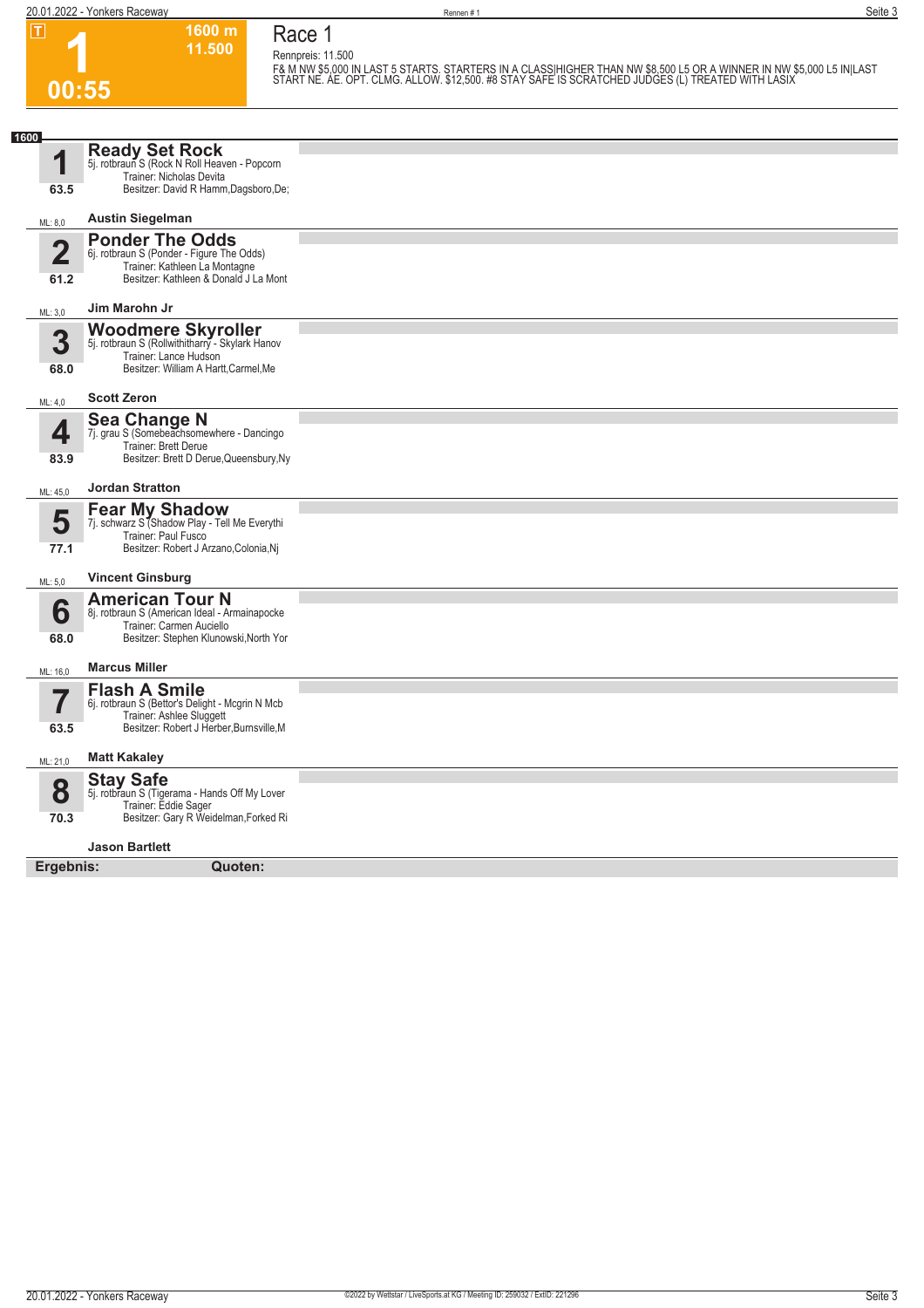**T**

# 1

**00:55**

**1600 m**
**11.500**

# Race 1

Rennpreis: 11.500

F& M NW $5,000 IN LAST 5 STARTS. STARTERS IN A CLASS|HIGHER THAN NW $8,500 L5 OR A WINNER IN NW $5,000 L5 IN|LAST START NE. AE. OPT. CLMG. ALLOW. $12,500. #8 STAY SAFE IS SCRATCHED JUDGES (L) TREATED WITH LASIX

**1600**

**1** — **Ready Set Rock**
5j. rotbraun S (Rock N Roll Heaven - Popcorn
Trainer: Nicholas Devita
Besitzer: David R Hamm,Dagsboro,De;
63.5
ML: 8,0 — **Austin Siegelman**

**2** — **Ponder The Odds**
6j. rotbraun S (Ponder - Figure The Odds)
Trainer: Kathleen La Montagne
Besitzer: Kathleen & Donald J La Mont
61.2
ML: 3,0 — **Jim Marohn Jr**

**3** — **Woodmere Skyroller**
5j. rotbraun S (Rollwithitharry - Skylark Hanov
Trainer: Lance Hudson
Besitzer: William A Hartt,Carmel,Me
68.0
ML: 4,0 — **Scott Zeron**

**4** — **Sea Change N**
7j. grau S (Somebeachsomewhere - Dancingo
Trainer: Brett Derue
Besitzer: Brett D Derue,Queensbury,Ny
83.9
ML: 45,0 — **Jordan Stratton**

**5** — **Fear My Shadow**
7j. schwarz S (Shadow Play - Tell Me Everythi
Trainer: Paul Fusco
Besitzer: Robert J Arzano,Colonia,Nj
77.1
ML: 5,0 — **Vincent Ginsburg**

**6** — **American Tour N**
8j. rotbraun S (American Ideal - Armainapocke
Trainer: Carmen Auciello
Besitzer: Stephen Klunowski,North Yor
68.0
ML: 16,0 — **Marcus Miller**

**7** — **Flash A Smile**
6j. rotbraun S (Bettor's Delight - Mcgrin N Mcb
Trainer: Ashlee Sluggett
Besitzer: Robert J Herber,Burnsville,M
63.5
ML: 21,0 — **Matt Kakaley**

**8** — **Stay Safe**
5j. rotbraun S (Tigerama - Hands Off My Lover
Trainer: Eddie Sager
Besitzer: Gary R Weidelman,Forked Ri
70.3
**Jason Bartlett**

**Ergebnis:** **Quoten:**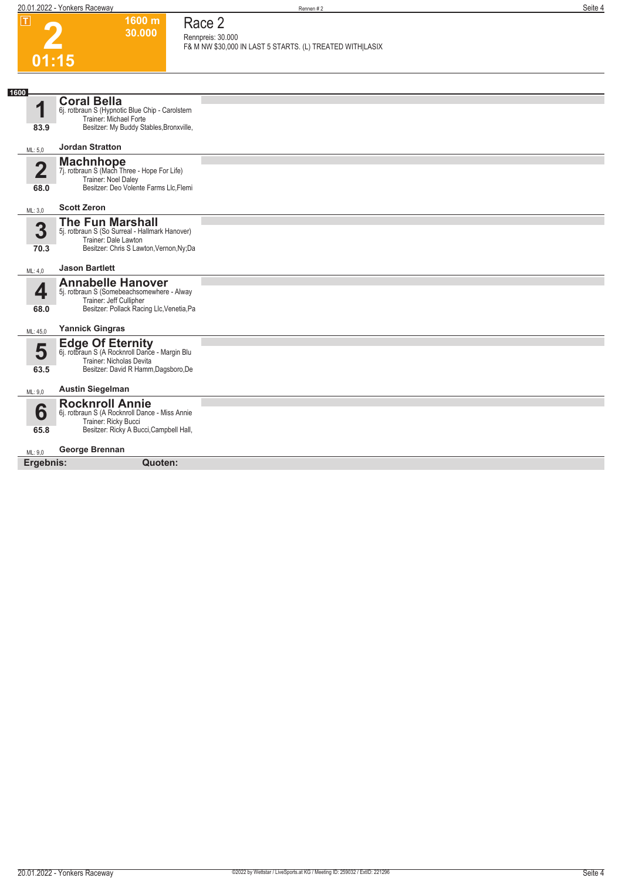# 2

**01:15**

**1600 m**
**30.000**

## Race 2

Rennpreis: 30.000
F& M NW $30,000 IN LAST 5 STARTS. (L) TREATED WITH|LASIX

**1600**

| Nr. | Pferd |
|---|---|
| **1**<br>83.9<br>ML: 5,0 | **Coral Bella**<br>6j. rotbraun S (Hypnotic Blue Chip - Carolstern<br>Trainer: Michael Forte<br>Besitzer: My Buddy Stables,Bronxville,<br>**Jordan Stratton** |
| **2**<br>68.0<br>ML: 3,0 | **Machnhope**<br>7j. rotbraun S (Mach Three - Hope For Life)<br>Trainer: Noel Daley<br>Besitzer: Deo Volente Farms Llc,Flemi<br>**Scott Zeron** |
| **3**<br>70.3<br>ML: 4,0 | **The Fun Marshall**<br>5j. rotbraun S (So Surreal - Hallmark Hanover)<br>Trainer: Dale Lawton<br>Besitzer: Chris S Lawton,Vernon,Ny;Da<br>**Jason Bartlett** |
| **4**<br>68.0<br>ML: 45,0 | **Annabelle Hanover**<br>5j. rotbraun S (Somebeachsomewhere - Alway<br>Trainer: Jeff Cullipher<br>Besitzer: Pollack Racing Llc,Venetia,Pa<br>**Yannick Gingras** |
| **5**<br>63.5<br>ML: 9,0 | **Edge Of Eternity**<br>6j. rotbraun S (A Rocknroll Dance - Margin Blu<br>Trainer: Nicholas Devita<br>Besitzer: David R Hamm,Dagsboro,De<br>**Austin Siegelman** |
| **6**<br>65.8<br>ML: 9,0 | **Rocknroll Annie**<br>6j. rotbraun S (A Rocknroll Dance - Miss Annie<br>Trainer: Ricky Bucci<br>Besitzer: Ricky A Bucci,Campbell Hall,<br>**George Brennan** |

**Ergebnis:** **Quoten:**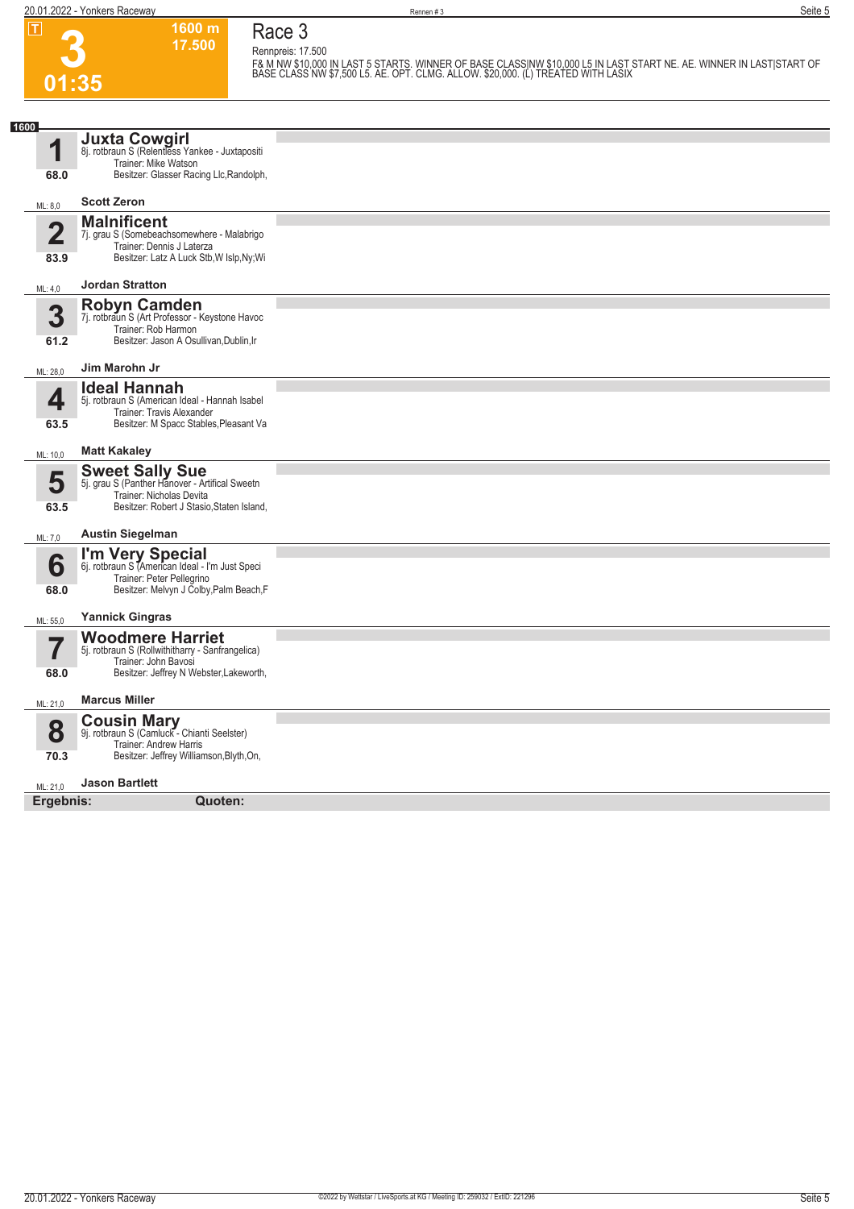**T**

# 3

**01:35**

**1600 m**
**17.500**

## Race 3

Rennpreis: 17.500

F& M NW $10,000 IN LAST 5 STARTS. WINNER OF BASE CLASS|NW $10,000 L5 IN LAST START NE. AE. WINNER IN LAST|START OF BASE CLASS NW $7,500 L5. AE. OPT. CLMG. ALLOW. $20,000. (L) TREATED WITH LASIX

**1600**

**1** **Juxta Cowgirl**
8j. rotbraun S (Relentless Yankee - Juxtapositi
Trainer: Mike Watson
Besitzer: Glasser Racing Llc,Randolph,
68.0
ML: 8,0 **Scott Zeron**

**2** **Malnificent**
7j. grau S (Somebeachsomewhere - Malabrigo
Trainer: Dennis J Laterza
Besitzer: Latz A Luck Stb,W Islp,Ny;Wi
83.9
ML: 4,0 **Jordan Stratton**

**3** **Robyn Camden**
7j. rotbraun S (Art Professor - Keystone Havoc
Trainer: Rob Harmon
Besitzer: Jason A Osullivan,Dublin,Ir
61.2
ML: 28,0 **Jim Marohn Jr**

**4** **Ideal Hannah**
5j. rotbraun S (American Ideal - Hannah Isabel
Trainer: Travis Alexander
Besitzer: M Spacc Stables,Pleasant Va
63.5
ML: 10,0 **Matt Kakaley**

**5** **Sweet Sally Sue**
5j. grau S (Panther Hanover - Artifical Sweetn
Trainer: Nicholas Devita
Besitzer: Robert J Stasio,Staten Island,
63.5
ML: 7,0 **Austin Siegelman**

**6** **I'm Very Special**
6j. rotbraun S (American Ideal - I'm Just Speci
Trainer: Peter Pellegrino
Besitzer: Melvyn J Colby,Palm Beach,F
68.0
ML: 55,0 **Yannick Gingras**

**7** **Woodmere Harriet**
5j. rotbraun S (Rollwithitharry - Sanfrangelica)
Trainer: John Bavosi
Besitzer: Jeffrey N Webster,Lakeworth,
68.0
ML: 21,0 **Marcus Miller**

**8** **Cousin Mary**
9j. rotbraun S (Camluck - Chianti Seelster)
Trainer: Andrew Harris
Besitzer: Jeffrey Williamson,Blyth,On,
70.3
ML: 21,0 **Jason Bartlett**

**Ergebnis:** **Quoten:**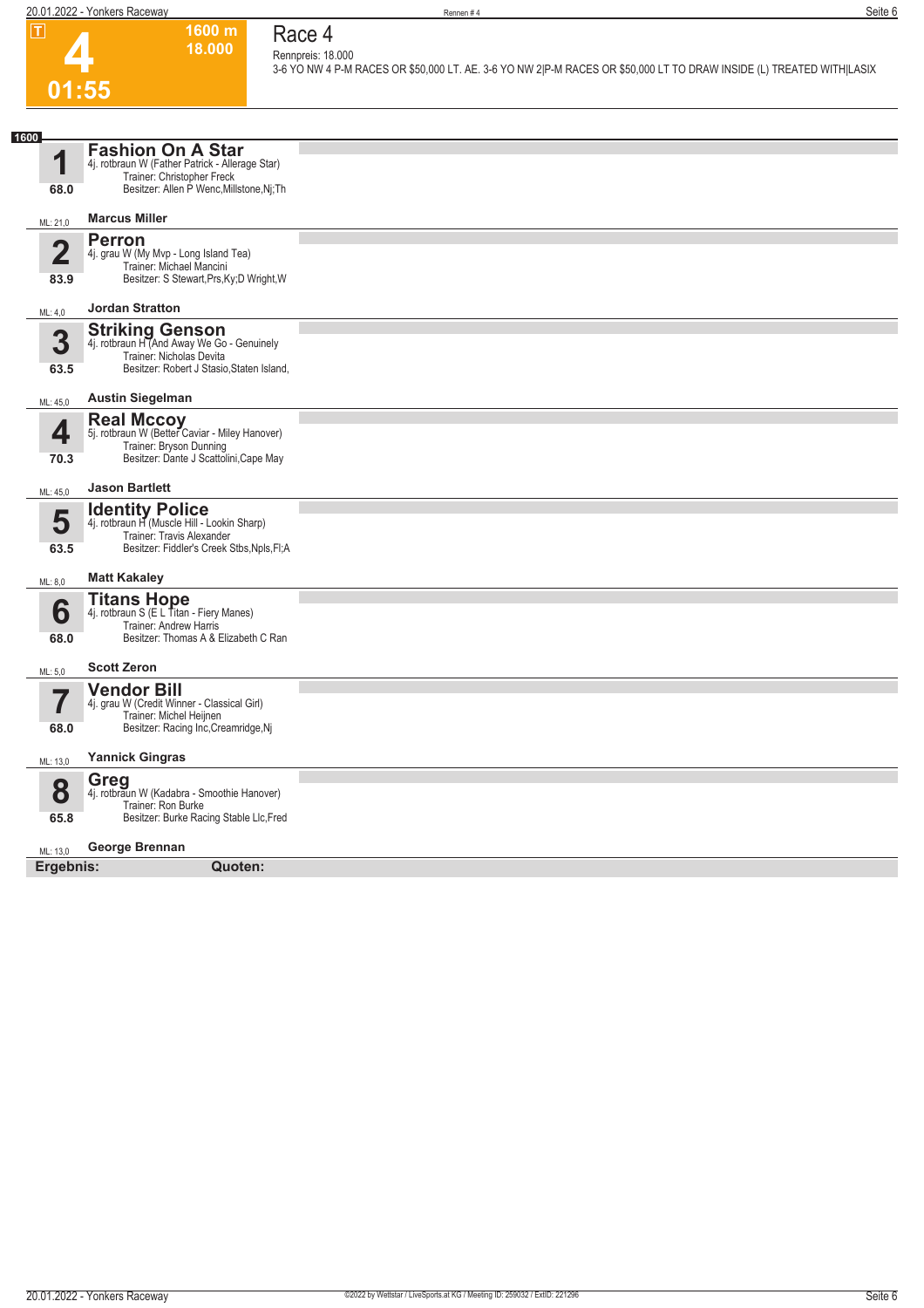# 4

**01:55**

**1600 m**
**18.000**

## Race 4

Rennpreis: 18.000

3-6 YO NW 4 P-M RACES OR $50,000 LT. AE. 3-6 YO NW 2|P-M RACES OR $50,000 LT TO DRAW INSIDE (L) TREATED WITH|LASIX

**1600**

### 1 Fashion On A Star
4j. rotbraun W (Father Patrick - Allerage Star)
Trainer: Christopher Freck
Besitzer: Allen P Wenc,Millstone,Nj;Th
68.0
ML: 21,0 — **Marcus Miller**

### 2 Perron
4j. grau W (My Mvp - Long Island Tea)
Trainer: Michael Mancini
Besitzer: S Stewart,Prs,Ky;D Wright,W
83.9
ML: 4,0 — **Jordan Stratton**

### 3 Striking Genson
4j. rotbraun H (And Away We Go - Genuinely
Trainer: Nicholas Devita
Besitzer: Robert J Stasio,Staten Island,
63.5
ML: 45,0 — **Austin Siegelman**

### 4 Real Mccoy
5j. rotbraun W (Better Caviar - Miley Hanover)
Trainer: Bryson Dunning
Besitzer: Dante J Scattolini,Cape May
70.3
ML: 45,0 — **Jason Bartlett**

### 5 Identity Police
4j. rotbraun H (Muscle Hill - Lookin Sharp)
Trainer: Travis Alexander
Besitzer: Fiddler's Creek Stbs,Npls,Fl;A
63.5
ML: 8,0 — **Matt Kakaley**

### 6 Titans Hope
4j. rotbraun S (E L Titan - Fiery Manes)
Trainer: Andrew Harris
Besitzer: Thomas A & Elizabeth C Ran
68.0
ML: 5,0 — **Scott Zeron**

### 7 Vendor Bill
4j. grau W (Credit Winner - Classical Girl)
Trainer: Michel Heijnen
Besitzer: Racing Inc,Creamridge,Nj
68.0
ML: 13,0 — **Yannick Gingras**

### 8 Greg
4j. rotbraun W (Kadabra - Smoothie Hanover)
Trainer: Ron Burke
Besitzer: Burke Racing Stable Llc,Fred
65.8
ML: 13,0 — **George Brennan**

**Ergebnis:** **Quoten:**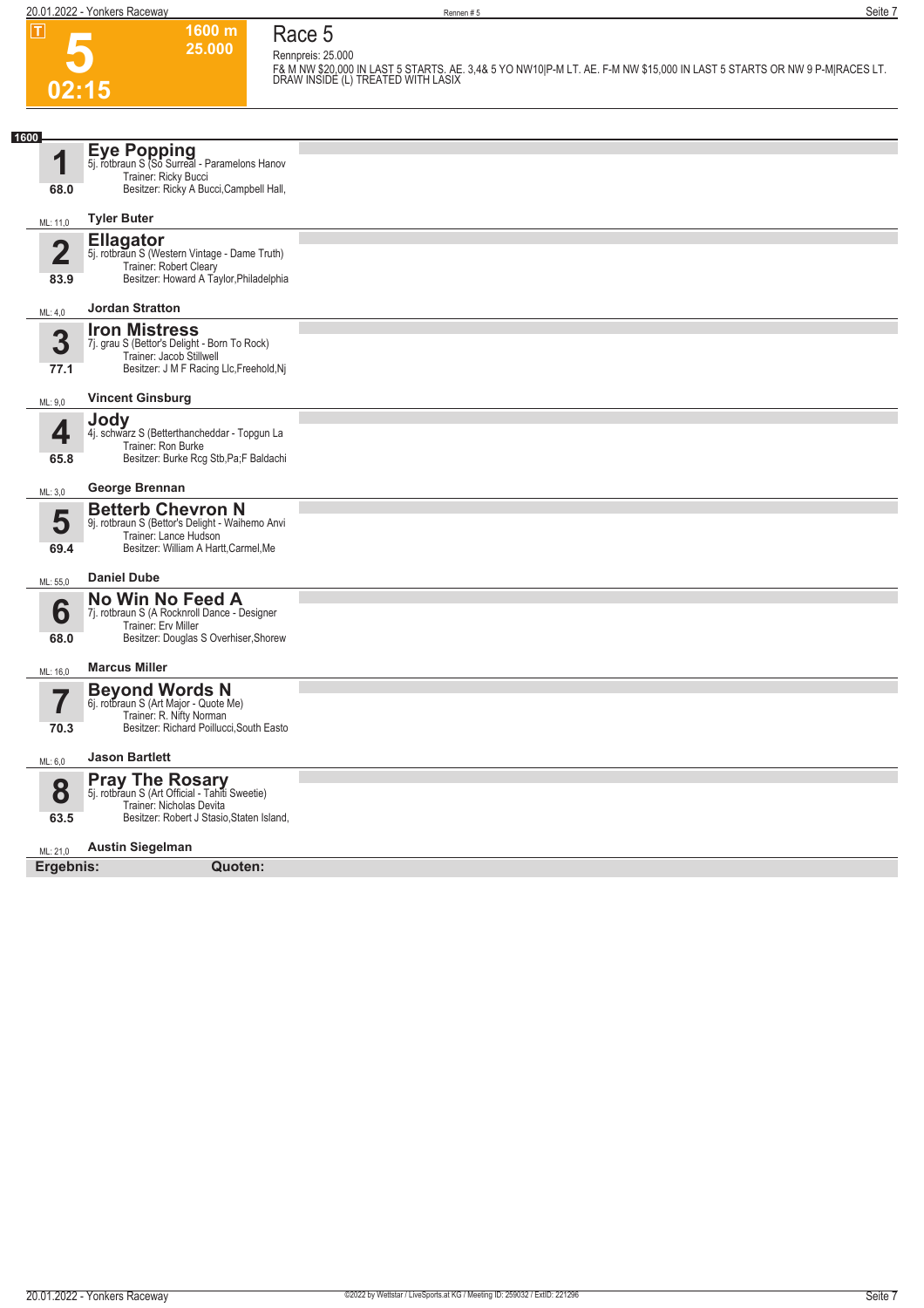**T**

# 5

**02:15**

**1600 m**
**25.000**

## Race 5

Rennpreis: 25.000

F& M NW $20,000 IN LAST 5 STARTS. AE. 3,4& 5 YO NW10|P-M LT. AE. F-M NW $15,000 IN LAST 5 STARTS OR NW 9 P-M|RACES LT. DRAW INSIDE (L) TREATED WITH LASIX

**1600**

**1** — **Eye Popping**
5j. rotbraun S (So Surreal - Paramelons Hanov
Trainer: Ricky Bucci
Besitzer: Ricky A Bucci,Campbell Hall,
68.0
ML: 11,0 — **Tyler Buter**

**2** — **Ellagator**
5j. rotbraun S (Western Vintage - Dame Truth)
Trainer: Robert Cleary
Besitzer: Howard A Taylor,Philadelphia
83.9
ML: 4,0 — **Jordan Stratton**

**3** — **Iron Mistress**
7j. grau S (Bettor's Delight - Born To Rock)
Trainer: Jacob Stillwell
Besitzer: J M F Racing Llc,Freehold,Nj
77.1
ML: 9,0 — **Vincent Ginsburg**

**4** — **Jody**
4j. schwarz S (Betterthancheddar - Topgun La
Trainer: Ron Burke
Besitzer: Burke Rcg Stb,Pa;F Baldachi
65.8
ML: 3,0 — **George Brennan**

**5** — **Betterb Chevron N**
9j. rotbraun S (Bettor's Delight - Waihemo Anvi
Trainer: Lance Hudson
Besitzer: William A Hartt,Carmel,Me
69.4
ML: 55,0 — **Daniel Dube**

**6** — **No Win No Feed A**
7j. rotbraun S (A Rocknroll Dance - Designer
Trainer: Erv Miller
Besitzer: Douglas S Overhiser,Shorew
68.0
ML: 16,0 — **Marcus Miller**

**7** — **Beyond Words N**
6j. rotbraun S (Art Major - Quote Me)
Trainer: R. Nifty Norman
Besitzer: Richard Poillucci,South Easto
70.3
ML: 6,0 — **Jason Bartlett**

**8** — **Pray The Rosary**
5j. rotbraun S (Art Official - Tahiti Sweetie)
Trainer: Nicholas Devita
Besitzer: Robert J Stasio,Staten Island,
63.5
ML: 21,0 — **Austin Siegelman**

**Ergebnis:** **Quoten:**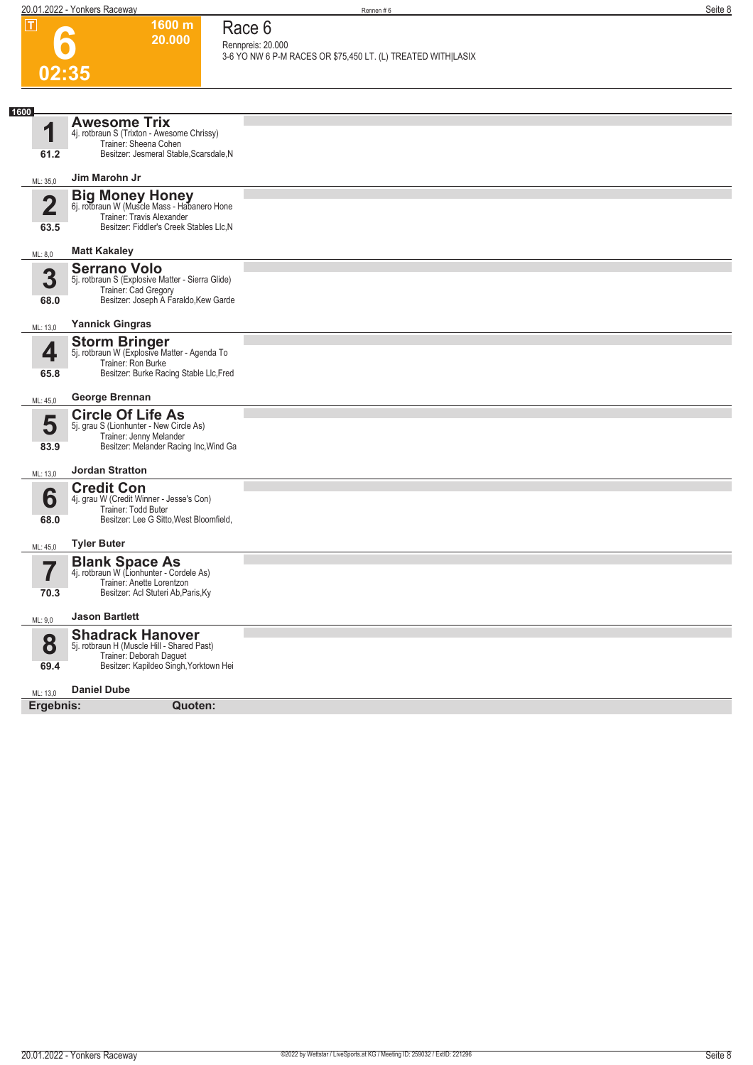# Race 6

**6** | 1600 m | 20.000 | 02:35

Rennpreis: 20.000

3-6 YO NW 6 P-M RACES OR $75,450 LT. (L) TREATED WITH|LASIX

**1600**

| Nr. | Pferd | Fahrer |
|---|---|---|
| **1** (61.2) ML: 35,0 | **Awesome Trix**<br>4j. rotbraun S (Trixton - Awesome Chrissy)<br>Trainer: Sheena Cohen<br>Besitzer: Jesmeral Stable,Scarsdale,N | Jim Marohn Jr |
| **2** (63.5) ML: 8,0 | **Big Money Honey**<br>6j. rotbraun W (Muscle Mass - Habanero Hone<br>Trainer: Travis Alexander<br>Besitzer: Fiddler's Creek Stables Llc,N | Matt Kakaley |
| **3** (68.0) ML: 13,0 | **Serrano Volo**<br>5j. rotbraun S (Explosive Matter - Sierra Glide)<br>Trainer: Cad Gregory<br>Besitzer: Joseph A Faraldo,Kew Garde | Yannick Gingras |
| **4** (65.8) ML: 45,0 | **Storm Bringer**<br>5j. rotbraun W (Explosive Matter - Agenda To<br>Trainer: Ron Burke<br>Besitzer: Burke Racing Stable Llc,Fred | George Brennan |
| **5** (83.9) ML: 13,0 | **Circle Of Life As**<br>5j. grau S (Lionhunter - New Circle As)<br>Trainer: Jenny Melander<br>Besitzer: Melander Racing Inc,Wind Ga | Jordan Stratton |
| **6** (68.0) ML: 45,0 | **Credit Con**<br>4j. grau W (Credit Winner - Jesse's Con)<br>Trainer: Todd Buter<br>Besitzer: Lee G Sitto,West Bloomfield, | Tyler Buter |
| **7** (70.3) ML: 9,0 | **Blank Space As**<br>4j. rotbraun W (Lionhunter - Cordele As)<br>Trainer: Anette Lorentzon<br>Besitzer: Acl Stuteri Ab,Paris,Ky | Jason Bartlett |
| **8** (69.4) ML: 13,0 | **Shadrack Hanover**<br>5j. rotbraun H (Muscle Hill - Shared Past)<br>Trainer: Deborah Daguet<br>Besitzer: Kapildeo Singh,Yorktown Hei | Daniel Dube |

**Ergebnis:** **Quoten:**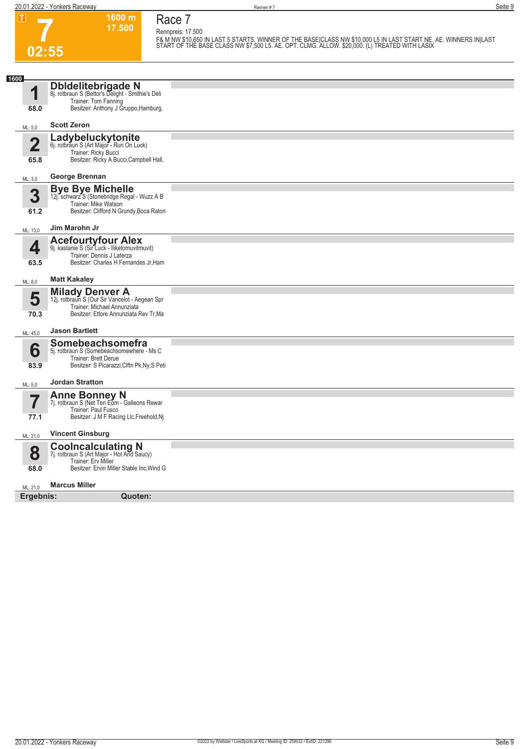# 7

**1600 m**
**17.500**

**02:55**

## Race 7

Rennpreis: 17.500

F& M NW $10,650 IN LAST 5 STARTS. WINNER OF THE BASE|CLASS NW $10,000 L5 IN LAST START NE. AE. WINNERS IN|LAST START OF THE BASE CLASS NW $7,500 L5. AE. OPT. CLMG. ALLOW. $20,000. (L) TREATED WITH LASIX

**1600**

| Nr. | Pferd | ML |
|---|---|---|
| **1** (68.0) | **Dbldelitebrigade N** 8j. rotbraun S (Bettor's Delight - Smithie's Deli Trainer: Tom Fanning Besitzer: Anthony J Gruppo,Hamburg, — **Scott Zeron** | ML: 5,0 |
| **2** (65.8) | **Ladybeluckytonite** 6j. rotbraun S (Art Major - Run On Luck) Trainer: Ricky Bucci Besitzer: Ricky A Bucci,Campbell Hall, — **George Brennan** | ML: 3,0 |
| **3** (61.2) | **Bye Bye Michelle** 12j. schwarz S (Stonebridge Regal - Wuzz A B Trainer: Mike Watson Besitzer: Clifford N Grundy,Boca Raton — **Jim Marohn Jr** | ML: 13,0 |
| **4** (63.5) | **Acefourtyfour Alex** 9j. kastanie S (Sir Luck - Iliketomuvitmuvit) Trainer: Dennis J Laterza Besitzer: Charles H Fernandes Jr,Ham — **Matt Kakaley** | ML: 8,0 |
| **5** (70.3) | **Milady Denver A** 12j. rotbraun S (Our Sir Vancelot - Aegean Spr Trainer: Michael Annunziata Besitzer: Ettore Annunziata Rev Tr,Ma — **Jason Bartlett** | ML: 45,0 |
| **6** (83.9) | **Somebeachsomefra** 5j. rotbraun S (Somebeachsomewhere - Ms C Trainer: Brett Derue Besitzer: S Picarazzi,Clftn Pk,Ny;S Peti — **Jordan Stratton** | ML: 5,0 |
| **7** (77.1) | **Anne Bonney N** 7j. rotbraun S (Net Ten Eom - Galleons Rewar Trainer: Paul Fusco Besitzer: J M F Racing Llc,Freehold,Nj — **Vincent Ginsburg** | ML: 21,0 |
| **8** (68.0) | **Coolncalculating N** 7j. rotbraun S (Art Major - Hot And Saucy) Trainer: Erv Miller Besitzer: Ervin Miller Stable Inc,Wind G — **Marcus Miller** | ML: 21,0 |

**Ergebnis:** **Quoten:**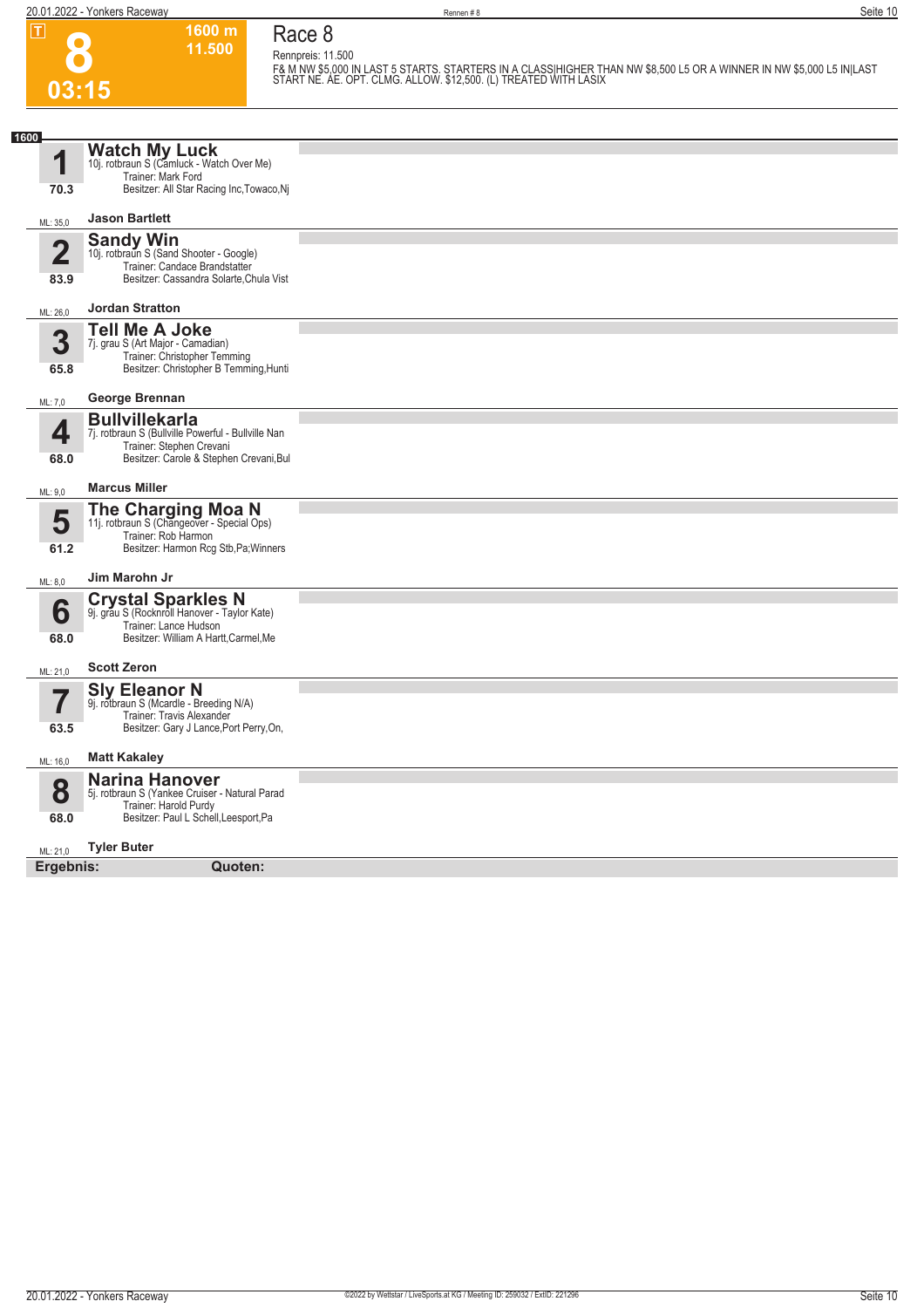# 8

T

**1600 m**
**11.500**

**03:15**

## Race 8

Rennpreis: 11.500

F& M NW $5,000 IN LAST 5 STARTS. STARTERS IN A CLASS|HIGHER THAN NW $8,500 L5 OR A WINNER IN NW $5,000 L5 IN|LAST START NE. AE. OPT. CLMG. ALLOW. $12,500. (L) TREATED WITH LASIX

**1600**

| Nr. | Pferd | ML | Fahrer |
|---|---|---|---|
| **1** (70.3) | **Watch My Luck**<br>10j. rotbraun S (Camluck - Watch Over Me)<br>Trainer: Mark Ford<br>Besitzer: All Star Racing Inc,Towaco,Nj | ML: 35,0 | **Jason Bartlett** |
| **2** (83.9) | **Sandy Win**<br>10j. rotbraun S (Sand Shooter - Google)<br>Trainer: Candace Brandstatter<br>Besitzer: Cassandra Solarte,Chula Vist | ML: 26,0 | **Jordan Stratton** |
| **3** (65.8) | **Tell Me A Joke**<br>7j. grau S (Art Major - Camadian)<br>Trainer: Christopher Temming<br>Besitzer: Christopher B Temming,Hunti | ML: 7,0 | **George Brennan** |
| **4** (68.0) | **Bullvillekarla**<br>7j. rotbraun S (Bullville Powerful - Bullville Nan<br>Trainer: Stephen Crevani<br>Besitzer: Carole & Stephen Crevani,Bul | ML: 9,0 | **Marcus Miller** |
| **5** (61.2) | **The Charging Moa N**<br>11j. rotbraun S (Changeover - Special Ops)<br>Trainer: Rob Harmon<br>Besitzer: Harmon Rcg Stb,Pa;Winners | ML: 8,0 | **Jim Marohn Jr** |
| **6** (68.0) | **Crystal Sparkles N**<br>9j. grau S (Rocknroll Hanover - Taylor Kate)<br>Trainer: Lance Hudson<br>Besitzer: William A Hartt,Carmel,Me | ML: 21,0 | **Scott Zeron** |
| **7** (63.5) | **Sly Eleanor N**<br>9j. rotbraun S (Mcardle - Breeding N/A)<br>Trainer: Travis Alexander<br>Besitzer: Gary J Lance,Port Perry,On, | ML: 16,0 | **Matt Kakaley** |
| **8** (68.0) | **Narina Hanover**<br>5j. rotbraun S (Yankee Cruiser - Natural Parad<br>Trainer: Harold Purdy<br>Besitzer: Paul L Schell,Leesport,Pa | ML: 21,0 | **Tyler Buter** |

**Ergebnis:** **Quoten:**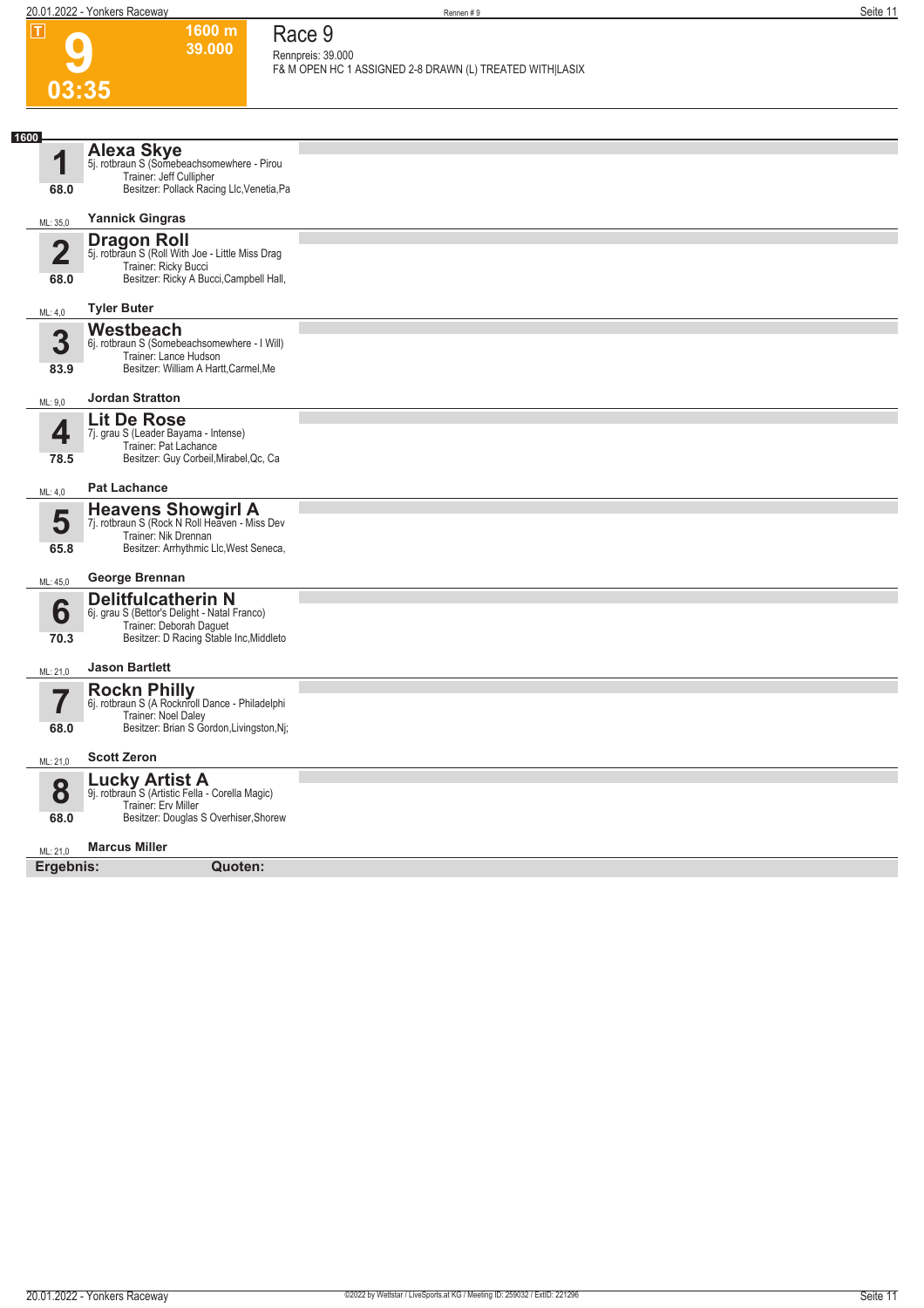# 9

**T**

**03:35**

**1600 m**
**39.000**

## Race 9

Rennpreis: 39.000
F& M OPEN HC 1 ASSIGNED 2-8 DRAWN (L) TREATED WITH|LASIX

**1600**

| Nr. | Pferd | Angaben |
|---|---|---|
| **1** (68.0) ML: 35,0 | **Alexa Skye** | 5j. rotbraun S (Somebeachsomewhere - Pirou<br>Trainer: Jeff Cullipher<br>Besitzer: Pollack Racing Llc,Venetia,Pa<br>**Yannick Gingras** |
| **2** (68.0) ML: 4,0 | **Dragon Roll** | 5j. rotbraun S (Roll With Joe - Little Miss Drag<br>Trainer: Ricky Bucci<br>Besitzer: Ricky A Bucci,Campbell Hall,<br>**Tyler Buter** |
| **3** (83.9) ML: 9,0 | **Westbeach** | 6j. rotbraun S (Somebeachsomewhere - I Will)<br>Trainer: Lance Hudson<br>Besitzer: William A Hartt,Carmel,Me<br>**Jordan Stratton** |
| **4** (78.5) ML: 4,0 | **Lit De Rose** | 7j. grau S (Leader Bayama - Intense)<br>Trainer: Pat Lachance<br>Besitzer: Guy Corbeil,Mirabel,Qc, Ca<br>**Pat Lachance** |
| **5** (65.8) ML: 45,0 | **Heavens Showgirl A** | 7j. rotbraun S (Rock N Roll Heaven - Miss Dev<br>Trainer: Nik Drennan<br>Besitzer: Arrhythmic Llc,West Seneca,<br>**George Brennan** |
| **6** (70.3) ML: 21,0 | **Delitfulcatherin N** | 6j. grau S (Bettor's Delight - Natal Franco)<br>Trainer: Deborah Daguet<br>Besitzer: D Racing Stable Inc,Middleto<br>**Jason Bartlett** |
| **7** (68.0) ML: 21,0 | **Rockn Philly** | 6j. rotbraun S (A Rocknroll Dance - Philadelphi<br>Trainer: Noel Daley<br>Besitzer: Brian S Gordon,Livingston,Nj;<br>**Scott Zeron** |
| **8** (68.0) ML: 21,0 | **Lucky Artist A** | 9j. rotbraun S (Artistic Fella - Corella Magic)<br>Trainer: Erv Miller<br>Besitzer: Douglas S Overhiser,Shorew<br>**Marcus Miller** |

**Ergebnis:** **Quoten:**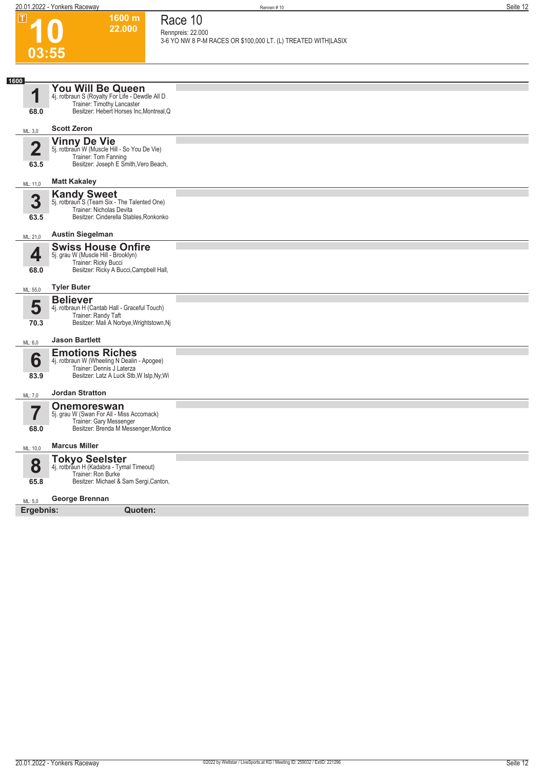# 10

**1600 m**
**22.000**
**03:55**

## Race 10

Rennpreis: 22.000
3-6 YO NW 8 P-M RACES OR $100,000 LT. (L) TREATED WITH|LASIX

**1600**

### 1 You Will Be Queen
4j. rotbraun S (Royalty For Life - Dewdle All D
Trainer: Timothy Lancaster
Besitzer: Hebert Horses Inc,Montreal,Q
68.0
ML: 3,0 — **Scott Zeron**

### 2 Vinny De Vie
5j. rotbraun W (Muscle Hill - So You De Vie)
Trainer: Tom Fanning
Besitzer: Joseph E Smith,Vero Beach,
63.5
ML: 11,0 — **Matt Kakaley**

### 3 Kandy Sweet
5j. rotbraun S (Team Six - The Talented One)
Trainer: Nicholas Devita
Besitzer: Cinderella Stables,Ronkonko
63.5
ML: 21,0 — **Austin Siegelman**

### 4 Swiss House Onfire
5j. grau W (Muscle Hill - Brooklyn)
Trainer: Ricky Bucci
Besitzer: Ricky A Bucci,Campbell Hall,
68.0
ML: 55,0 — **Tyler Buter**

### 5 Believer
4j. rotbraun H (Cantab Hall - Graceful Touch)
Trainer: Randy Taft
Besitzer: Mali A Norbye,Wrightstown,Nj
70.3
ML: 6,0 — **Jason Bartlett**

### 6 Emotions Riches
4j. rotbraun W (Wheeling N Dealin - Apogee)
Trainer: Dennis J Laterza
Besitzer: Latz A Luck Stb,W Islp,Ny;Wi
83.9
ML: 7,0 — **Jordan Stratton**

### 7 Onemoreswan
5j. grau W (Swan For All - Miss Accomack)
Trainer: Gary Messenger
Besitzer: Brenda M Messenger,Montice
68.0
ML: 10,0 — **Marcus Miller**

### 8 Tokyo Seelster
4j. rotbraun H (Kadabra - Tymal Timeout)
Trainer: Ron Burke
Besitzer: Michael & Sam Sergi,Canton,
65.8
ML: 5,0 — **George Brennan**

**Ergebnis:** **Quoten:**